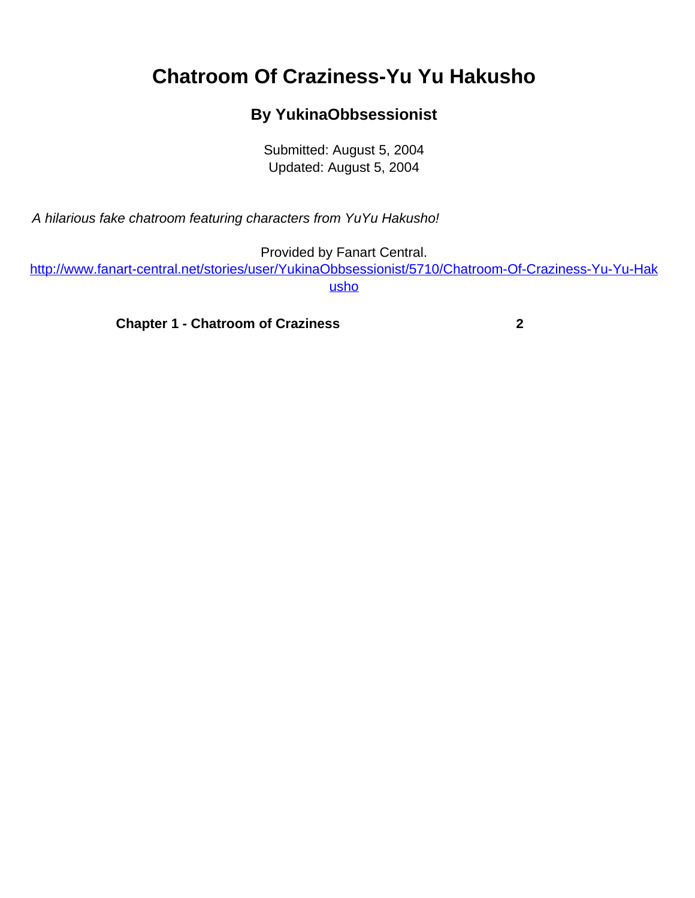# Chatroom Of Craziness-Yu Yu Hakusho

### By YukinaObbsessionist

Submitted: August 5, 2004
Updated: August 5, 2004

*A hilarious fake chatroom featuring characters from YuYu Hakusho!*

Provided by Fanart Central.
http://www.fanart-central.net/stories/user/YukinaObbsessionist/5710/Chatroom-Of-Craziness-Yu-Yu-Hakusho

**Chapter 1 - Chatroom of Craziness** **2**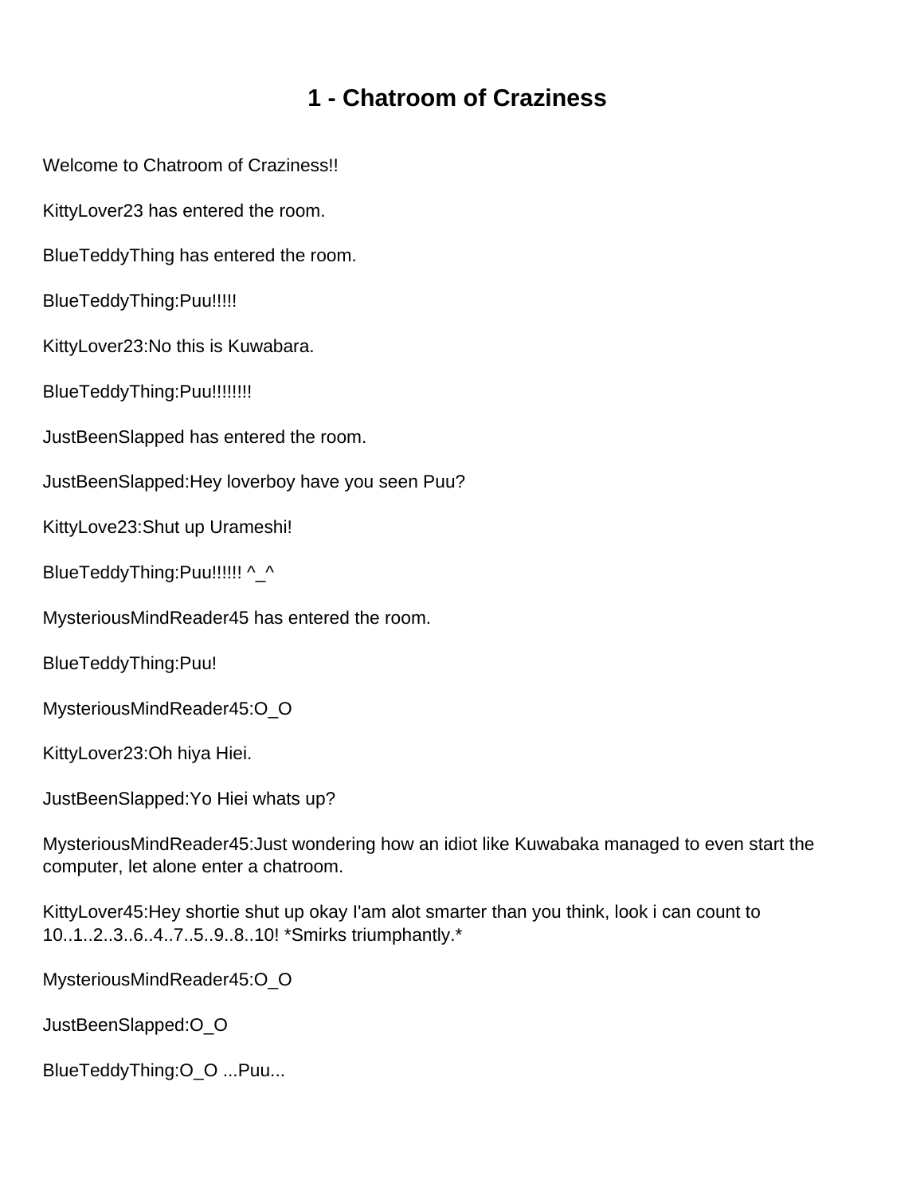# 1 - Chatroom of Craziness

Welcome to Chatroom of Craziness!!

KittyLover23 has entered the room.

BlueTeddyThing has entered the room.

BlueTeddyThing:Puu!!!!!

KittyLover23:No this is Kuwabara.

BlueTeddyThing:Puu!!!!!!!!

JustBeenSlapped has entered the room.

JustBeenSlapped:Hey loverboy have you seen Puu?

KittyLove23:Shut up Urameshi!

BlueTeddyThing:Puu!!!!!! ^_^

MysteriousMindReader45 has entered the room.

BlueTeddyThing:Puu!

MysteriousMindReader45:O_O

KittyLover23:Oh hiya Hiei.

JustBeenSlapped:Yo Hiei whats up?

MysteriousMindReader45:Just wondering how an idiot like Kuwabaka managed to even start the computer, let alone enter a chatroom.

KittyLover45:Hey shortie shut up okay I'am alot smarter than you think, look i can count to 10..1..2..3..6..4..7..5..9..8..10! *Smirks triumphantly.*

MysteriousMindReader45:O_O

JustBeenSlapped:O_O

BlueTeddyThing:O_O ...Puu...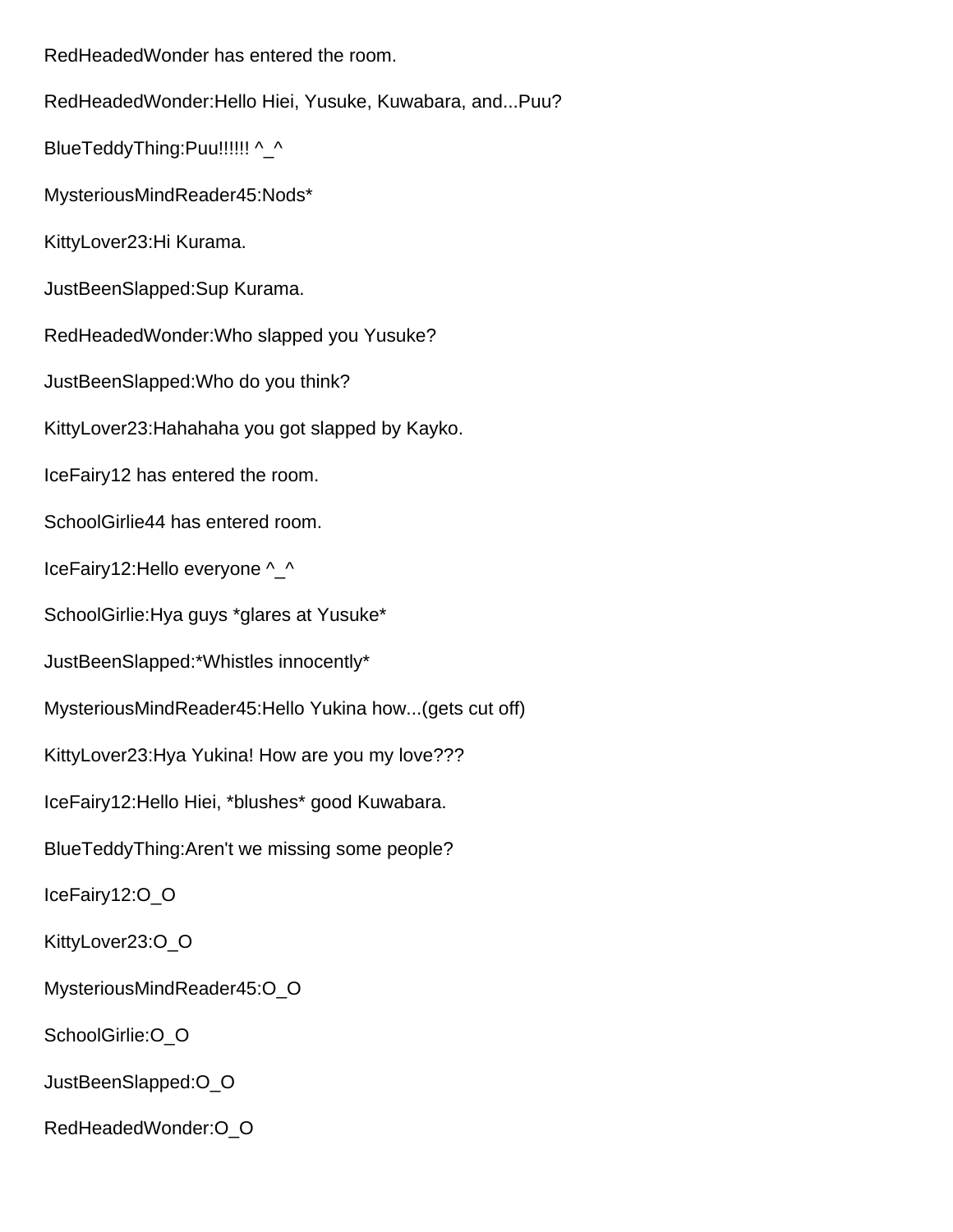RedHeadedWonder has entered the room.

RedHeadedWonder:Hello Hiei, Yusuke, Kuwabara, and...Puu?

BlueTeddyThing:Puu!!!!!! ^_^

MysteriousMindReader45:Nods*

KittyLover23:Hi Kurama.

JustBeenSlapped:Sup Kurama.

RedHeadedWonder:Who slapped you Yusuke?

JustBeenSlapped:Who do you think?

KittyLover23:Hahahaha you got slapped by Kayko.

IceFairy12 has entered the room.

SchoolGirlie44 has entered room.

IceFairy12:Hello everyone ^_^

SchoolGirlie:Hya guys *glares at Yusuke*

JustBeenSlapped:*Whistles innocently*

MysteriousMindReader45:Hello Yukina how...(gets cut off)

KittyLover23:Hya Yukina! How are you my love???

IceFairy12:Hello Hiei, *blushes* good Kuwabara.

BlueTeddyThing:Aren't we missing some people?

IceFairy12:O_O

KittyLover23:O_O

MysteriousMindReader45:O_O

SchoolGirlie:O_O

JustBeenSlapped:O_O

RedHeadedWonder:O_O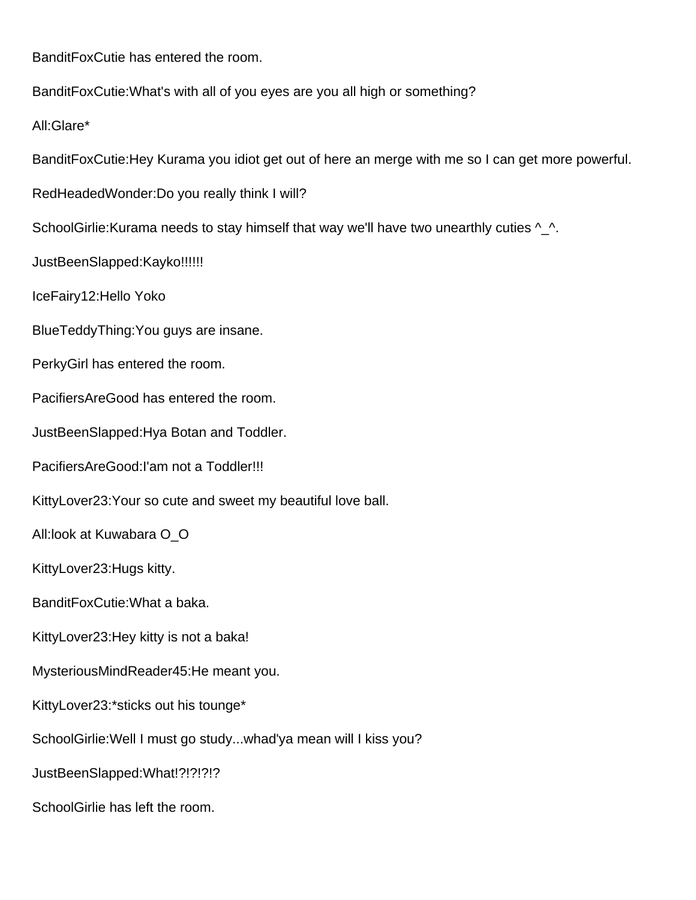BanditFoxCutie has entered the room.

BanditFoxCutie:What's with all of you eyes are you all high or something?

All:Glare*

BanditFoxCutie:Hey Kurama you idiot get out of here an merge with me so I can get more powerful.

RedHeadedWonder:Do you really think I will?

SchoolGirlie:Kurama needs to stay himself that way we'll have two unearthly cuties ^_^.

JustBeenSlapped:Kayko!!!!!!

IceFairy12:Hello Yoko

BlueTeddyThing:You guys are insane.

PerkyGirl has entered the room.

PacifiersAreGood has entered the room.

JustBeenSlapped:Hya Botan and Toddler.

PacifiersAreGood:I'am not a Toddler!!!

KittyLover23:Your so cute and sweet my beautiful love ball.

All:look at Kuwabara O_O

KittyLover23:Hugs kitty.

BanditFoxCutie:What a baka.

KittyLover23:Hey kitty is not a baka!

MysteriousMindReader45:He meant you.

KittyLover23:*sticks out his tounge*

SchoolGirlie:Well I must go study...whad'ya mean will I kiss you?

JustBeenSlapped:What!?!?!?!?

SchoolGirlie has left the room.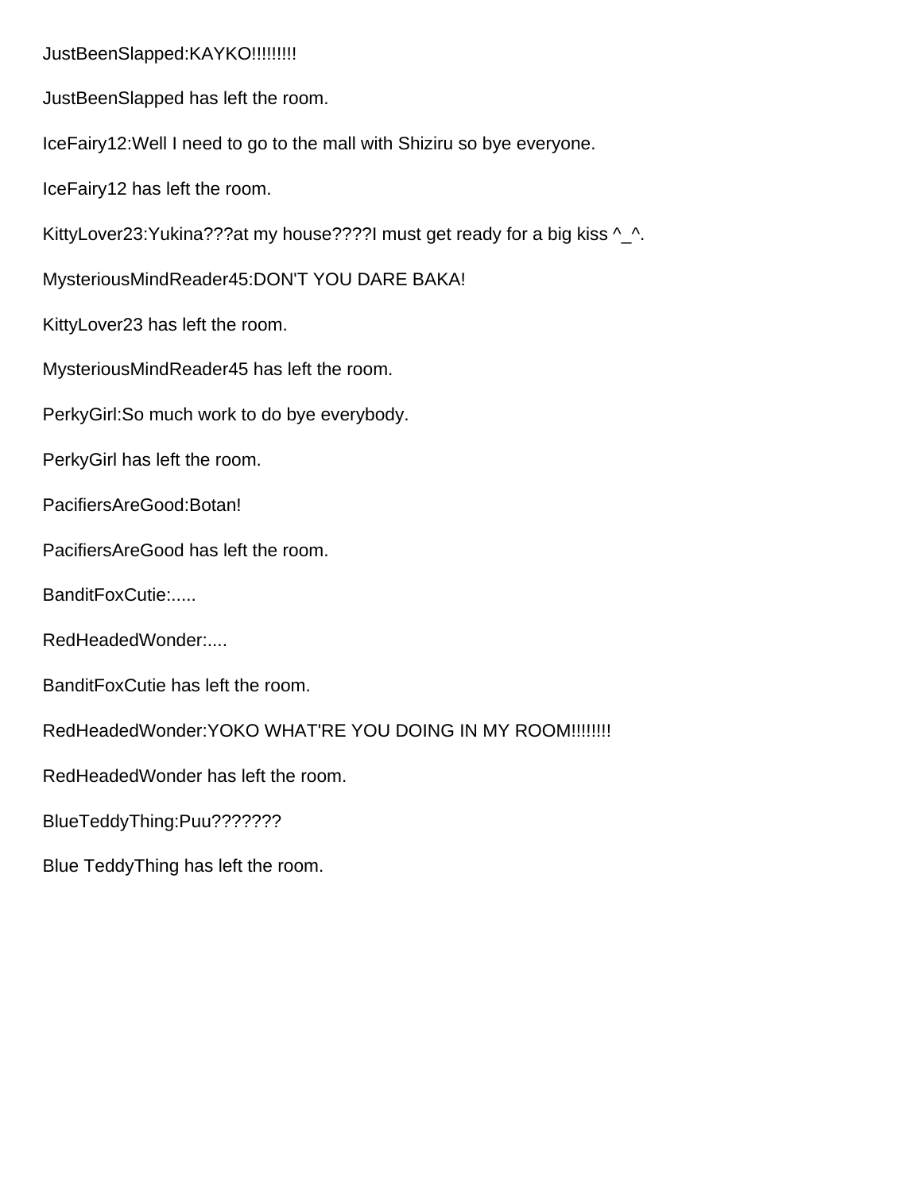JustBeenSlapped:KAYKO!!!!!!!!!

JustBeenSlapped has left the room.

IceFairy12:Well I need to go to the mall with Shiziru so bye everyone.

IceFairy12 has left the room.

KittyLover23:Yukina???at my house????I must get ready for a big kiss ^_^.

MysteriousMindReader45:DON'T YOU DARE BAKA!

KittyLover23 has left the room.

MysteriousMindReader45 has left the room.

PerkyGirl:So much work to do bye everybody.

PerkyGirl has left the room.

PacifiersAreGood:Botan!

PacifiersAreGood has left the room.

BanditFoxCutie:.....

RedHeadedWonder:....

BanditFoxCutie has left the room.

RedHeadedWonder:YOKO WHAT'RE YOU DOING IN MY ROOM!!!!!!!!

RedHeadedWonder has left the room.

BlueTeddyThing:Puu???????

Blue TeddyThing has left the room.